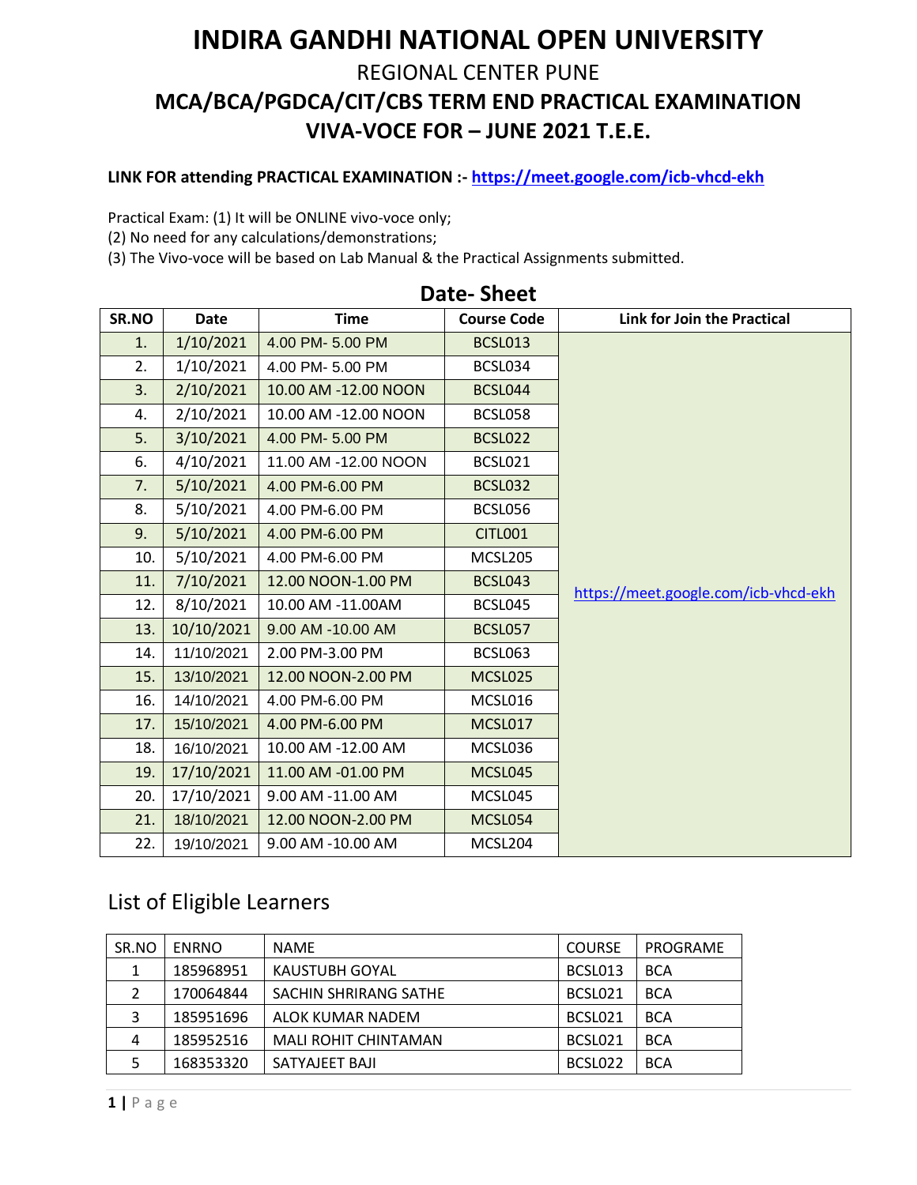# INDIRA GANDHI NATIONAL OPEN UNIVERSITY

## REGIONAL CENTER PUNE

## MCA/BCA/PGDCA/CIT/CBS TERM END PRACTICAL EXAMINATION

## VIVA-VOCE FOR – JUNE 2021 T.E.E.

**LINK FOR attending PRACTICAL EXAMINATION :- https://meet.google.com/icb-vhcd-ekh**

Practical Exam: (1) It will be ONLINE vivo-voce only;
(2) No need for any calculations/demonstrations;
(3) The Vivo-voce will be based on Lab Manual & the Practical Assignments submitted.

## Date- Sheet

| SR.NO | Date | Time | Course Code | Link for Join the Practical |
|---|---|---|---|---|
| 1. | 1/10/2021 | 4.00 PM- 5.00 PM | BCSL013 | https://meet.google.com/icb-vhcd-ekh |
| 2. | 1/10/2021 | 4.00 PM- 5.00 PM | BCSL034 | |
| 3. | 2/10/2021 | 10.00 AM -12.00 NOON | BCSL044 | |
| 4. | 2/10/2021 | 10.00 AM -12.00 NOON | BCSL058 | |
| 5. | 3/10/2021 | 4.00 PM- 5.00 PM | BCSL022 | |
| 6. | 4/10/2021 | 11.00 AM -12.00 NOON | BCSL021 | |
| 7. | 5/10/2021 | 4.00 PM-6.00 PM | BCSL032 | |
| 8. | 5/10/2021 | 4.00 PM-6.00 PM | BCSL056 | |
| 9. | 5/10/2021 | 4.00 PM-6.00 PM | CITL001 | |
| 10. | 5/10/2021 | 4.00 PM-6.00 PM | MCSL205 | |
| 11. | 7/10/2021 | 12.00 NOON-1.00 PM | BCSL043 | |
| 12. | 8/10/2021 | 10.00 AM -11.00AM | BCSL045 | |
| 13. | 10/10/2021 | 9.00 AM -10.00 AM | BCSL057 | |
| 14. | 11/10/2021 | 2.00 PM-3.00 PM | BCSL063 | |
| 15. | 13/10/2021 | 12.00 NOON-2.00 PM | MCSL025 | |
| 16. | 14/10/2021 | 4.00 PM-6.00 PM | MCSL016 | |
| 17. | 15/10/2021 | 4.00 PM-6.00 PM | MCSL017 | |
| 18. | 16/10/2021 | 10.00 AM -12.00 AM | MCSL036 | |
| 19. | 17/10/2021 | 11.00 AM -01.00 PM | MCSL045 | |
| 20. | 17/10/2021 | 9.00 AM -11.00 AM | MCSL045 | |
| 21. | 18/10/2021 | 12.00 NOON-2.00 PM | MCSL054 | |
| 22. | 19/10/2021 | 9.00 AM -10.00 AM | MCSL204 | |

## List of Eligible Learners

| SR.NO | ENRNO | NAME | COURSE | PROGRAME |
|---|---|---|---|---|
| 1 | 185968951 | KAUSTUBH GOYAL | BCSL013 | BCA |
| 2 | 170064844 | SACHIN SHRIRANG SATHE | BCSL021 | BCA |
| 3 | 185951696 | ALOK KUMAR NADEM | BCSL021 | BCA |
| 4 | 185952516 | MALI ROHIT CHINTAMAN | BCSL021 | BCA |
| 5 | 168353320 | SATYAJEET BAJI | BCSL022 | BCA |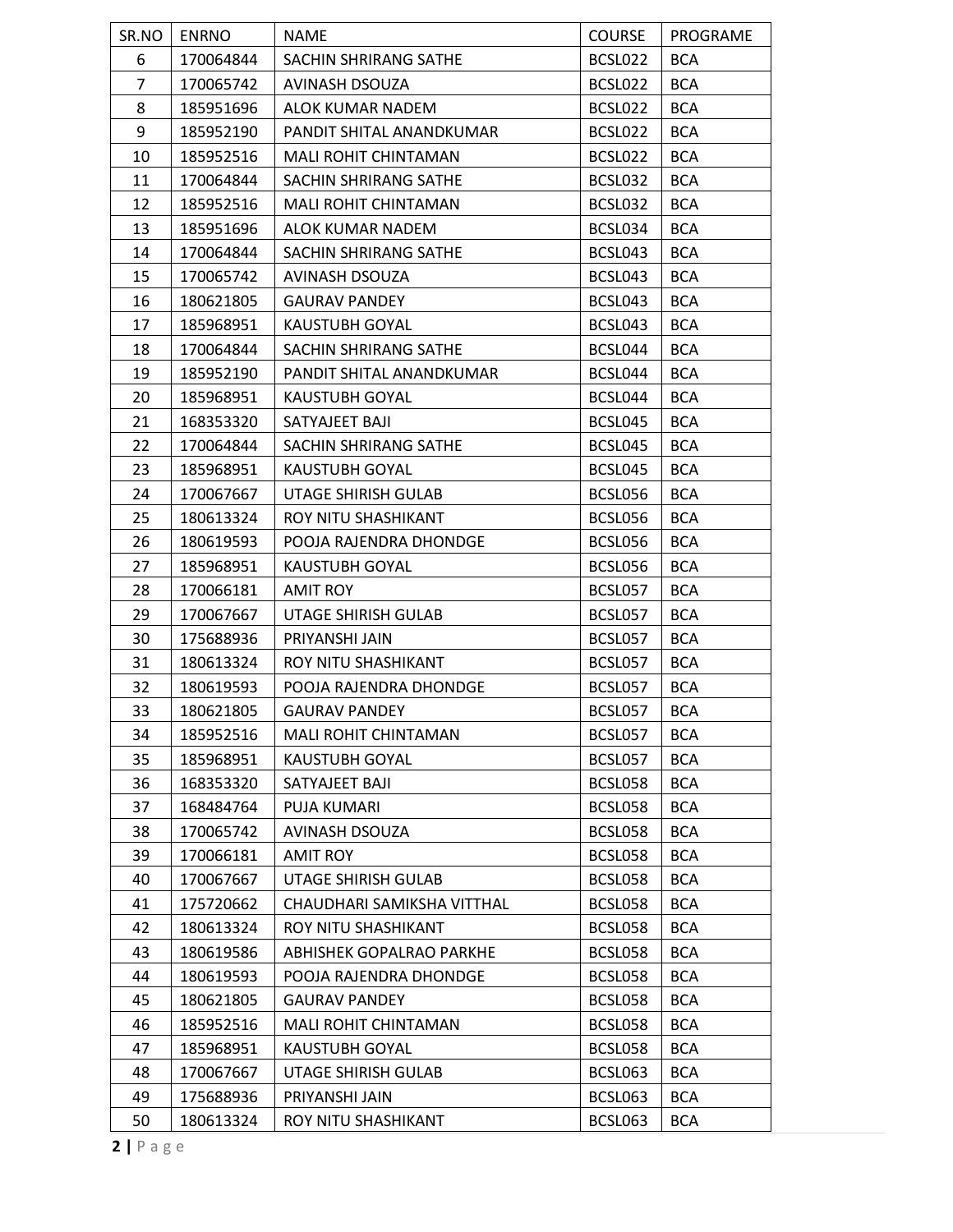| SR.NO | ENRNO | NAME | COURSE | PROGRAME |
|---|---|---|---|---|
| 6 | 170064844 | SACHIN SHRIRANG SATHE | BCSL022 | BCA |
| 7 | 170065742 | AVINASH DSOUZA | BCSL022 | BCA |
| 8 | 185951696 | ALOK KUMAR NADEM | BCSL022 | BCA |
| 9 | 185952190 | PANDIT SHITAL ANANDKUMAR | BCSL022 | BCA |
| 10 | 185952516 | MALI ROHIT CHINTAMAN | BCSL022 | BCA |
| 11 | 170064844 | SACHIN SHRIRANG SATHE | BCSL032 | BCA |
| 12 | 185952516 | MALI ROHIT CHINTAMAN | BCSL032 | BCA |
| 13 | 185951696 | ALOK KUMAR NADEM | BCSL034 | BCA |
| 14 | 170064844 | SACHIN SHRIRANG SATHE | BCSL043 | BCA |
| 15 | 170065742 | AVINASH DSOUZA | BCSL043 | BCA |
| 16 | 180621805 | GAURAV PANDEY | BCSL043 | BCA |
| 17 | 185968951 | KAUSTUBH GOYAL | BCSL043 | BCA |
| 18 | 170064844 | SACHIN SHRIRANG SATHE | BCSL044 | BCA |
| 19 | 185952190 | PANDIT SHITAL ANANDKUMAR | BCSL044 | BCA |
| 20 | 185968951 | KAUSTUBH GOYAL | BCSL044 | BCA |
| 21 | 168353320 | SATYAJEET BAJI | BCSL045 | BCA |
| 22 | 170064844 | SACHIN SHRIRANG SATHE | BCSL045 | BCA |
| 23 | 185968951 | KAUSTUBH GOYAL | BCSL045 | BCA |
| 24 | 170067667 | UTAGE SHIRISH GULAB | BCSL056 | BCA |
| 25 | 180613324 | ROY NITU SHASHIKANT | BCSL056 | BCA |
| 26 | 180619593 | POOJA RAJENDRA DHONDGE | BCSL056 | BCA |
| 27 | 185968951 | KAUSTUBH GOYAL | BCSL056 | BCA |
| 28 | 170066181 | AMIT ROY | BCSL057 | BCA |
| 29 | 170067667 | UTAGE SHIRISH GULAB | BCSL057 | BCA |
| 30 | 175688936 | PRIYANSHI JAIN | BCSL057 | BCA |
| 31 | 180613324 | ROY NITU SHASHIKANT | BCSL057 | BCA |
| 32 | 180619593 | POOJA RAJENDRA DHONDGE | BCSL057 | BCA |
| 33 | 180621805 | GAURAV PANDEY | BCSL057 | BCA |
| 34 | 185952516 | MALI ROHIT CHINTAMAN | BCSL057 | BCA |
| 35 | 185968951 | KAUSTUBH GOYAL | BCSL057 | BCA |
| 36 | 168353320 | SATYAJEET BAJI | BCSL058 | BCA |
| 37 | 168484764 | PUJA KUMARI | BCSL058 | BCA |
| 38 | 170065742 | AVINASH DSOUZA | BCSL058 | BCA |
| 39 | 170066181 | AMIT ROY | BCSL058 | BCA |
| 40 | 170067667 | UTAGE SHIRISH GULAB | BCSL058 | BCA |
| 41 | 175720662 | CHAUDHARI SAMIKSHA VITTHAL | BCSL058 | BCA |
| 42 | 180613324 | ROY NITU SHASHIKANT | BCSL058 | BCA |
| 43 | 180619586 | ABHISHEK GOPALRAO PARKHE | BCSL058 | BCA |
| 44 | 180619593 | POOJA RAJENDRA DHONDGE | BCSL058 | BCA |
| 45 | 180621805 | GAURAV PANDEY | BCSL058 | BCA |
| 46 | 185952516 | MALI ROHIT CHINTAMAN | BCSL058 | BCA |
| 47 | 185968951 | KAUSTUBH GOYAL | BCSL058 | BCA |
| 48 | 170067667 | UTAGE SHIRISH GULAB | BCSL063 | BCA |
| 49 | 175688936 | PRIYANSHI JAIN | BCSL063 | BCA |
| 50 | 180613324 | ROY NITU SHASHIKANT | BCSL063 | BCA |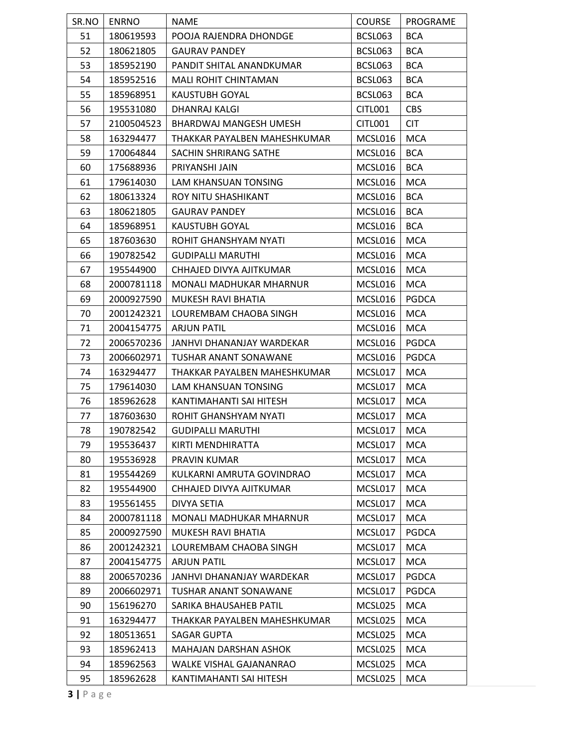| SR.NO | ENRNO | NAME | COURSE | PROGRAME |
|---|---|---|---|---|
| 51 | 180619593 | POOJA RAJENDRA DHONDGE | BCSL063 | BCA |
| 52 | 180621805 | GAURAV PANDEY | BCSL063 | BCA |
| 53 | 185952190 | PANDIT SHITAL ANANDKUMAR | BCSL063 | BCA |
| 54 | 185952516 | MALI ROHIT CHINTAMAN | BCSL063 | BCA |
| 55 | 185968951 | KAUSTUBH GOYAL | BCSL063 | BCA |
| 56 | 195531080 | DHANRAJ KALGI | CITL001 | CBS |
| 57 | 2100504523 | BHARDWAJ MANGESH UMESH | CITL001 | CIT |
| 58 | 163294477 | THAKKAR PAYALBEN MAHESHKUMAR | MCSL016 | MCA |
| 59 | 170064844 | SACHIN SHRIRANG SATHE | MCSL016 | BCA |
| 60 | 175688936 | PRIYANSHI JAIN | MCSL016 | BCA |
| 61 | 179614030 | LAM KHANSUAN TONSING | MCSL016 | MCA |
| 62 | 180613324 | ROY NITU SHASHIKANT | MCSL016 | BCA |
| 63 | 180621805 | GAURAV PANDEY | MCSL016 | BCA |
| 64 | 185968951 | KAUSTUBH GOYAL | MCSL016 | BCA |
| 65 | 187603630 | ROHIT GHANSHYAM NYATI | MCSL016 | MCA |
| 66 | 190782542 | GUDIPALLI MARUTHI | MCSL016 | MCA |
| 67 | 195544900 | CHHAJED DIVYA AJITKUMAR | MCSL016 | MCA |
| 68 | 2000781118 | MONALI MADHUKAR MHARNUR | MCSL016 | MCA |
| 69 | 2000927590 | MUKESH RAVI BHATIA | MCSL016 | PGDCA |
| 70 | 2001242321 | LOUREMBAM CHAOBA SINGH | MCSL016 | MCA |
| 71 | 2004154775 | ARJUN PATIL | MCSL016 | MCA |
| 72 | 2006570236 | JANHVI DHANANJAY WARDEKAR | MCSL016 | PGDCA |
| 73 | 2006602971 | TUSHAR ANANT SONAWANE | MCSL016 | PGDCA |
| 74 | 163294477 | THAKKAR PAYALBEN MAHESHKUMAR | MCSL017 | MCA |
| 75 | 179614030 | LAM KHANSUAN TONSING | MCSL017 | MCA |
| 76 | 185962628 | KANTIMAHANTI SAI HITESH | MCSL017 | MCA |
| 77 | 187603630 | ROHIT GHANSHYAM NYATI | MCSL017 | MCA |
| 78 | 190782542 | GUDIPALLI MARUTHI | MCSL017 | MCA |
| 79 | 195536437 | KIRTI MENDHIRATTA | MCSL017 | MCA |
| 80 | 195536928 | PRAVIN KUMAR | MCSL017 | MCA |
| 81 | 195544269 | KULKARNI AMRUTA GOVINDRAO | MCSL017 | MCA |
| 82 | 195544900 | CHHAJED DIVYA AJITKUMAR | MCSL017 | MCA |
| 83 | 195561455 | DIVYA SETIA | MCSL017 | MCA |
| 84 | 2000781118 | MONALI MADHUKAR MHARNUR | MCSL017 | MCA |
| 85 | 2000927590 | MUKESH RAVI BHATIA | MCSL017 | PGDCA |
| 86 | 2001242321 | LOUREMBAM CHAOBA SINGH | MCSL017 | MCA |
| 87 | 2004154775 | ARJUN PATIL | MCSL017 | MCA |
| 88 | 2006570236 | JANHVI DHANANJAY WARDEKAR | MCSL017 | PGDCA |
| 89 | 2006602971 | TUSHAR ANANT SONAWANE | MCSL017 | PGDCA |
| 90 | 156196270 | SARIKA BHAUSAHEB PATIL | MCSL025 | MCA |
| 91 | 163294477 | THAKKAR PAYALBEN MAHESHKUMAR | MCSL025 | MCA |
| 92 | 180513651 | SAGAR GUPTA | MCSL025 | MCA |
| 93 | 185962413 | MAHAJAN DARSHAN ASHOK | MCSL025 | MCA |
| 94 | 185962563 | WALKE VISHAL GAJANANRAO | MCSL025 | MCA |
| 95 | 185962628 | KANTIMAHANTI SAI HITESH | MCSL025 | MCA |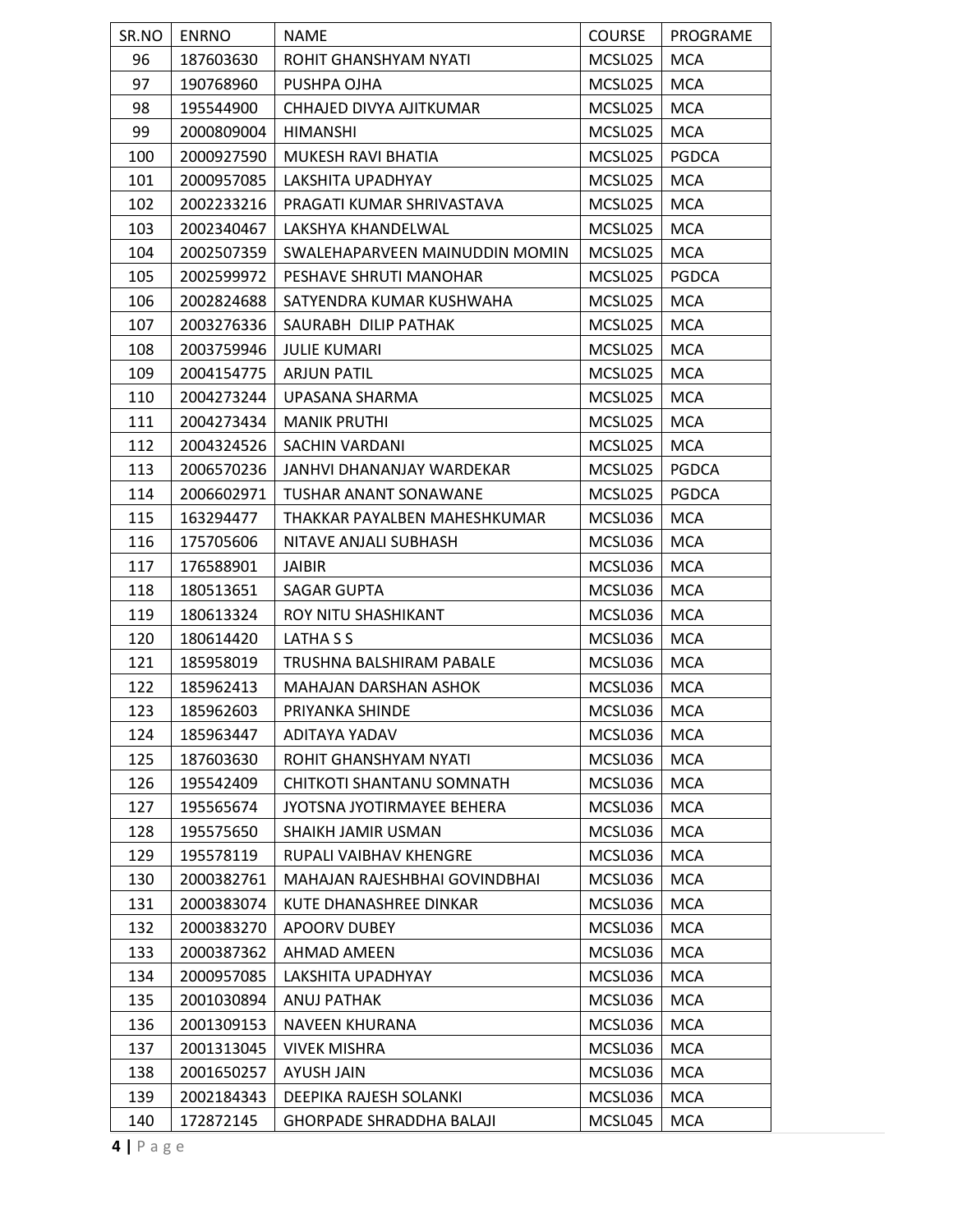| SR.NO | ENRNO | NAME | COURSE | PROGRAME |
| --- | --- | --- | --- | --- |
| 96 | 187603630 | ROHIT GHANSHYAM NYATI | MCSL025 | MCA |
| 97 | 190768960 | PUSHPA OJHA | MCSL025 | MCA |
| 98 | 195544900 | CHHAJED DIVYA AJITKUMAR | MCSL025 | MCA |
| 99 | 2000809004 | HIMANSHI | MCSL025 | MCA |
| 100 | 2000927590 | MUKESH RAVI BHATIA | MCSL025 | PGDCA |
| 101 | 2000957085 | LAKSHITA UPADHYAY | MCSL025 | MCA |
| 102 | 2002233216 | PRAGATI KUMAR SHRIVASTAVA | MCSL025 | MCA |
| 103 | 2002340467 | LAKSHYA KHANDELWAL | MCSL025 | MCA |
| 104 | 2002507359 | SWALEHAPARVEEN MAINUDDIN MOMIN | MCSL025 | MCA |
| 105 | 2002599972 | PESHAVE SHRUTI MANOHAR | MCSL025 | PGDCA |
| 106 | 2002824688 | SATYENDRA KUMAR KUSHWAHA | MCSL025 | MCA |
| 107 | 2003276336 | SAURABH DILIP PATHAK | MCSL025 | MCA |
| 108 | 2003759946 | JULIE KUMARI | MCSL025 | MCA |
| 109 | 2004154775 | ARJUN PATIL | MCSL025 | MCA |
| 110 | 2004273244 | UPASANA SHARMA | MCSL025 | MCA |
| 111 | 2004273434 | MANIK PRUTHI | MCSL025 | MCA |
| 112 | 2004324526 | SACHIN VARDANI | MCSL025 | MCA |
| 113 | 2006570236 | JANHVI DHANANJAY WARDEKAR | MCSL025 | PGDCA |
| 114 | 2006602971 | TUSHAR ANANT SONAWANE | MCSL025 | PGDCA |
| 115 | 163294477 | THAKKAR PAYALBEN MAHESHKUMAR | MCSL036 | MCA |
| 116 | 175705606 | NITAVE ANJALI SUBHASH | MCSL036 | MCA |
| 117 | 176588901 | JAIBIR | MCSL036 | MCA |
| 118 | 180513651 | SAGAR GUPTA | MCSL036 | MCA |
| 119 | 180613324 | ROY NITU SHASHIKANT | MCSL036 | MCA |
| 120 | 180614420 | LATHA S S | MCSL036 | MCA |
| 121 | 185958019 | TRUSHNA BALSHIRAM PABALE | MCSL036 | MCA |
| 122 | 185962413 | MAHAJAN DARSHAN ASHOK | MCSL036 | MCA |
| 123 | 185962603 | PRIYANKA SHINDE | MCSL036 | MCA |
| 124 | 185963447 | ADITAYA YADAV | MCSL036 | MCA |
| 125 | 187603630 | ROHIT GHANSHYAM NYATI | MCSL036 | MCA |
| 126 | 195542409 | CHITKOTI SHANTANU SOMNATH | MCSL036 | MCA |
| 127 | 195565674 | JYOTSNA JYOTIRMAYEE BEHERA | MCSL036 | MCA |
| 128 | 195575650 | SHAIKH JAMIR USMAN | MCSL036 | MCA |
| 129 | 195578119 | RUPALI VAIBHAV KHENGRE | MCSL036 | MCA |
| 130 | 2000382761 | MAHAJAN RAJESHBHAI GOVINDBHAI | MCSL036 | MCA |
| 131 | 2000383074 | KUTE DHANASHREE DINKAR | MCSL036 | MCA |
| 132 | 2000383270 | APOORV DUBEY | MCSL036 | MCA |
| 133 | 2000387362 | AHMAD AMEEN | MCSL036 | MCA |
| 134 | 2000957085 | LAKSHITA UPADHYAY | MCSL036 | MCA |
| 135 | 2001030894 | ANUJ PATHAK | MCSL036 | MCA |
| 136 | 2001309153 | NAVEEN KHURANA | MCSL036 | MCA |
| 137 | 2001313045 | VIVEK MISHRA | MCSL036 | MCA |
| 138 | 2001650257 | AYUSH JAIN | MCSL036 | MCA |
| 139 | 2002184343 | DEEPIKA RAJESH SOLANKI | MCSL036 | MCA |
| 140 | 172872145 | GHORPADE SHRADDHA BALAJI | MCSL045 | MCA |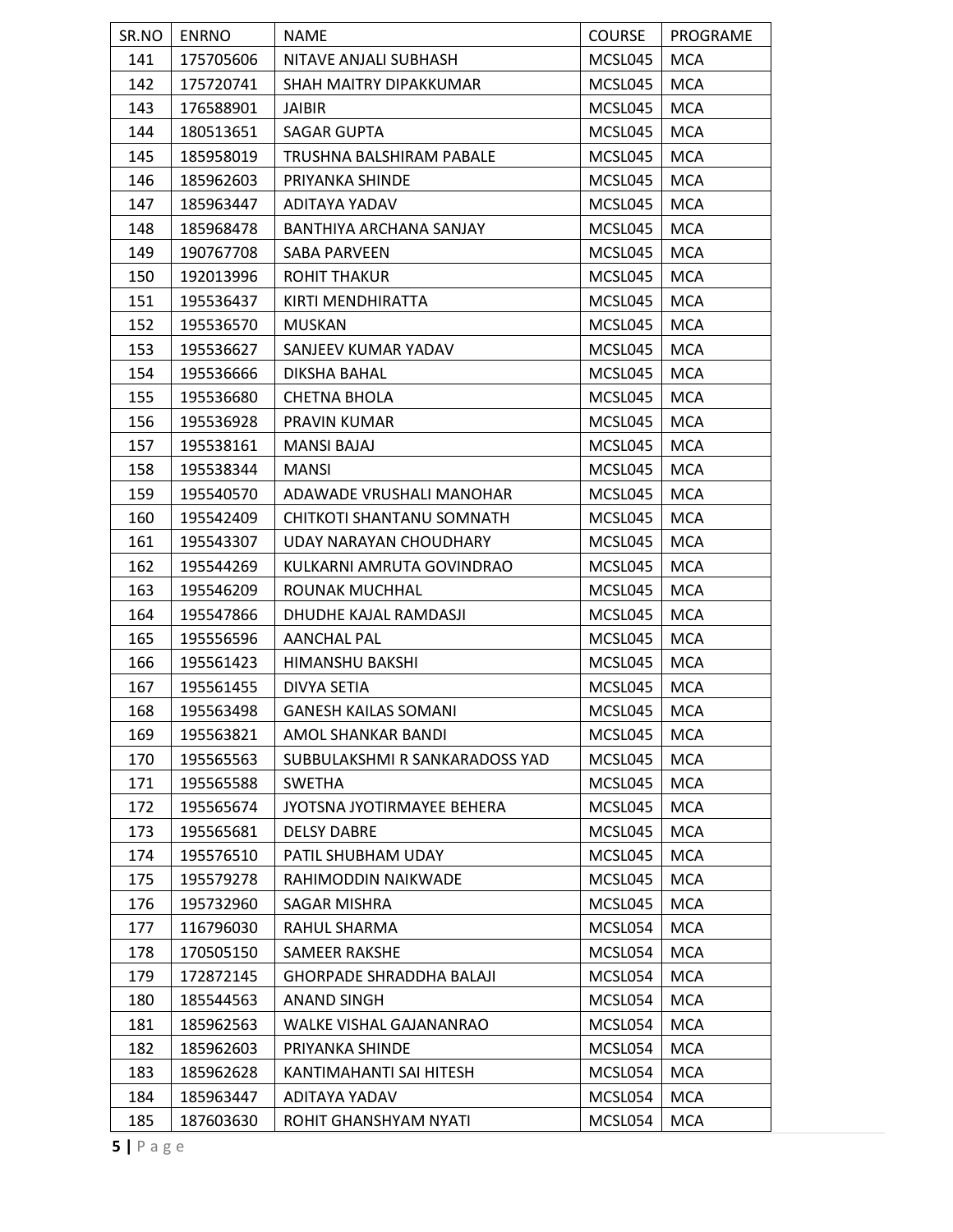| SR.NO | ENRNO | NAME | COURSE | PROGRAME |
|---|---|---|---|---|
| 141 | 175705606 | NITAVE ANJALI SUBHASH | MCSL045 | MCA |
| 142 | 175720741 | SHAH MAITRY DIPAKKUMAR | MCSL045 | MCA |
| 143 | 176588901 | JAIBIR | MCSL045 | MCA |
| 144 | 180513651 | SAGAR GUPTA | MCSL045 | MCA |
| 145 | 185958019 | TRUSHNA BALSHIRAM PABALE | MCSL045 | MCA |
| 146 | 185962603 | PRIYANKA SHINDE | MCSL045 | MCA |
| 147 | 185963447 | ADITAYA YADAV | MCSL045 | MCA |
| 148 | 185968478 | BANTHIYA ARCHANA SANJAY | MCSL045 | MCA |
| 149 | 190767708 | SABA PARVEEN | MCSL045 | MCA |
| 150 | 192013996 | ROHIT THAKUR | MCSL045 | MCA |
| 151 | 195536437 | KIRTI MENDHIRATTA | MCSL045 | MCA |
| 152 | 195536570 | MUSKAN | MCSL045 | MCA |
| 153 | 195536627 | SANJEEV KUMAR YADAV | MCSL045 | MCA |
| 154 | 195536666 | DIKSHA BAHAL | MCSL045 | MCA |
| 155 | 195536680 | CHETNA BHOLA | MCSL045 | MCA |
| 156 | 195536928 | PRAVIN KUMAR | MCSL045 | MCA |
| 157 | 195538161 | MANSI BAJAJ | MCSL045 | MCA |
| 158 | 195538344 | MANSI | MCSL045 | MCA |
| 159 | 195540570 | ADAWADE VRUSHALI MANOHAR | MCSL045 | MCA |
| 160 | 195542409 | CHITKOTI SHANTANU SOMNATH | MCSL045 | MCA |
| 161 | 195543307 | UDAY NARAYAN CHOUDHARY | MCSL045 | MCA |
| 162 | 195544269 | KULKARNI AMRUTA GOVINDRAO | MCSL045 | MCA |
| 163 | 195546209 | ROUNAK MUCHHAL | MCSL045 | MCA |
| 164 | 195547866 | DHUDHE KAJAL RAMDASJI | MCSL045 | MCA |
| 165 | 195556596 | AANCHAL PAL | MCSL045 | MCA |
| 166 | 195561423 | HIMANSHU BAKSHI | MCSL045 | MCA |
| 167 | 195561455 | DIVYA SETIA | MCSL045 | MCA |
| 168 | 195563498 | GANESH KAILAS SOMANI | MCSL045 | MCA |
| 169 | 195563821 | AMOL SHANKAR BANDI | MCSL045 | MCA |
| 170 | 195565563 | SUBBULAKSHMI R SANKARADOSS YAD | MCSL045 | MCA |
| 171 | 195565588 | SWETHA | MCSL045 | MCA |
| 172 | 195565674 | JYOTSNA JYOTIRMAYEE BEHERA | MCSL045 | MCA |
| 173 | 195565681 | DELSY DABRE | MCSL045 | MCA |
| 174 | 195576510 | PATIL SHUBHAM UDAY | MCSL045 | MCA |
| 175 | 195579278 | RAHIMODDIN NAIKWADE | MCSL045 | MCA |
| 176 | 195732960 | SAGAR MISHRA | MCSL045 | MCA |
| 177 | 116796030 | RAHUL SHARMA | MCSL054 | MCA |
| 178 | 170505150 | SAMEER RAKSHE | MCSL054 | MCA |
| 179 | 172872145 | GHORPADE SHRADDHA BALAJI | MCSL054 | MCA |
| 180 | 185544563 | ANAND SINGH | MCSL054 | MCA |
| 181 | 185962563 | WALKE VISHAL GAJANANRAO | MCSL054 | MCA |
| 182 | 185962603 | PRIYANKA SHINDE | MCSL054 | MCA |
| 183 | 185962628 | KANTIMAHANTI SAI HITESH | MCSL054 | MCA |
| 184 | 185963447 | ADITAYA YADAV | MCSL054 | MCA |
| 185 | 187603630 | ROHIT GHANSHYAM NYATI | MCSL054 | MCA |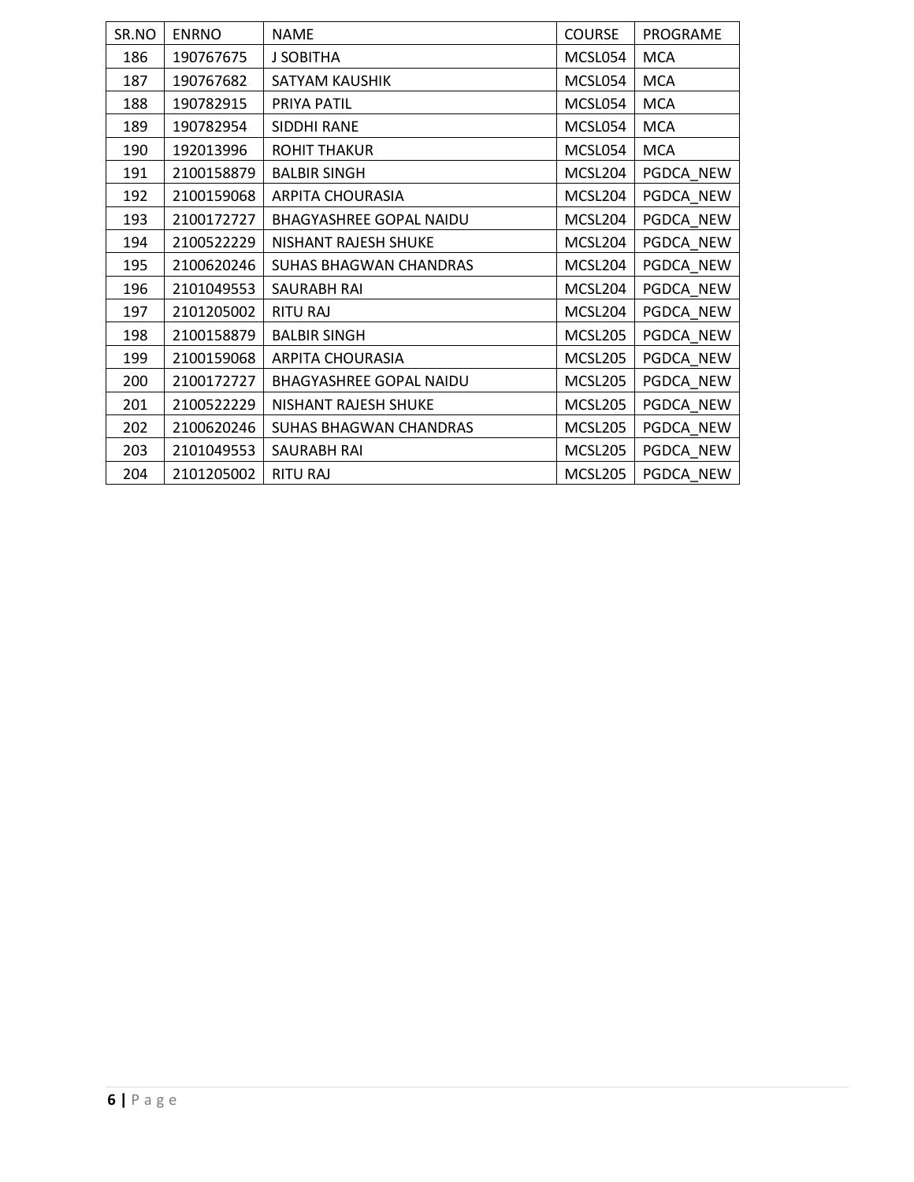| SR.NO | ENRNO | NAME | COURSE | PROGRAME |
|---|---|---|---|---|
| 186 | 190767675 | J SOBITHA | MCSL054 | MCA |
| 187 | 190767682 | SATYAM KAUSHIK | MCSL054 | MCA |
| 188 | 190782915 | PRIYA PATIL | MCSL054 | MCA |
| 189 | 190782954 | SIDDHI RANE | MCSL054 | MCA |
| 190 | 192013996 | ROHIT THAKUR | MCSL054 | MCA |
| 191 | 2100158879 | BALBIR SINGH | MCSL204 | PGDCA_NEW |
| 192 | 2100159068 | ARPITA CHOURASIA | MCSL204 | PGDCA_NEW |
| 193 | 2100172727 | BHAGYASHREE GOPAL NAIDU | MCSL204 | PGDCA_NEW |
| 194 | 2100522229 | NISHANT RAJESH SHUKE | MCSL204 | PGDCA_NEW |
| 195 | 2100620246 | SUHAS BHAGWAN CHANDRAS | MCSL204 | PGDCA_NEW |
| 196 | 2101049553 | SAURABH RAI | MCSL204 | PGDCA_NEW |
| 197 | 2101205002 | RITU RAJ | MCSL204 | PGDCA_NEW |
| 198 | 2100158879 | BALBIR SINGH | MCSL205 | PGDCA_NEW |
| 199 | 2100159068 | ARPITA CHOURASIA | MCSL205 | PGDCA_NEW |
| 200 | 2100172727 | BHAGYASHREE GOPAL NAIDU | MCSL205 | PGDCA_NEW |
| 201 | 2100522229 | NISHANT RAJESH SHUKE | MCSL205 | PGDCA_NEW |
| 202 | 2100620246 | SUHAS BHAGWAN CHANDRAS | MCSL205 | PGDCA_NEW |
| 203 | 2101049553 | SAURABH RAI | MCSL205 | PGDCA_NEW |
| 204 | 2101205002 | RITU RAJ | MCSL205 | PGDCA_NEW |